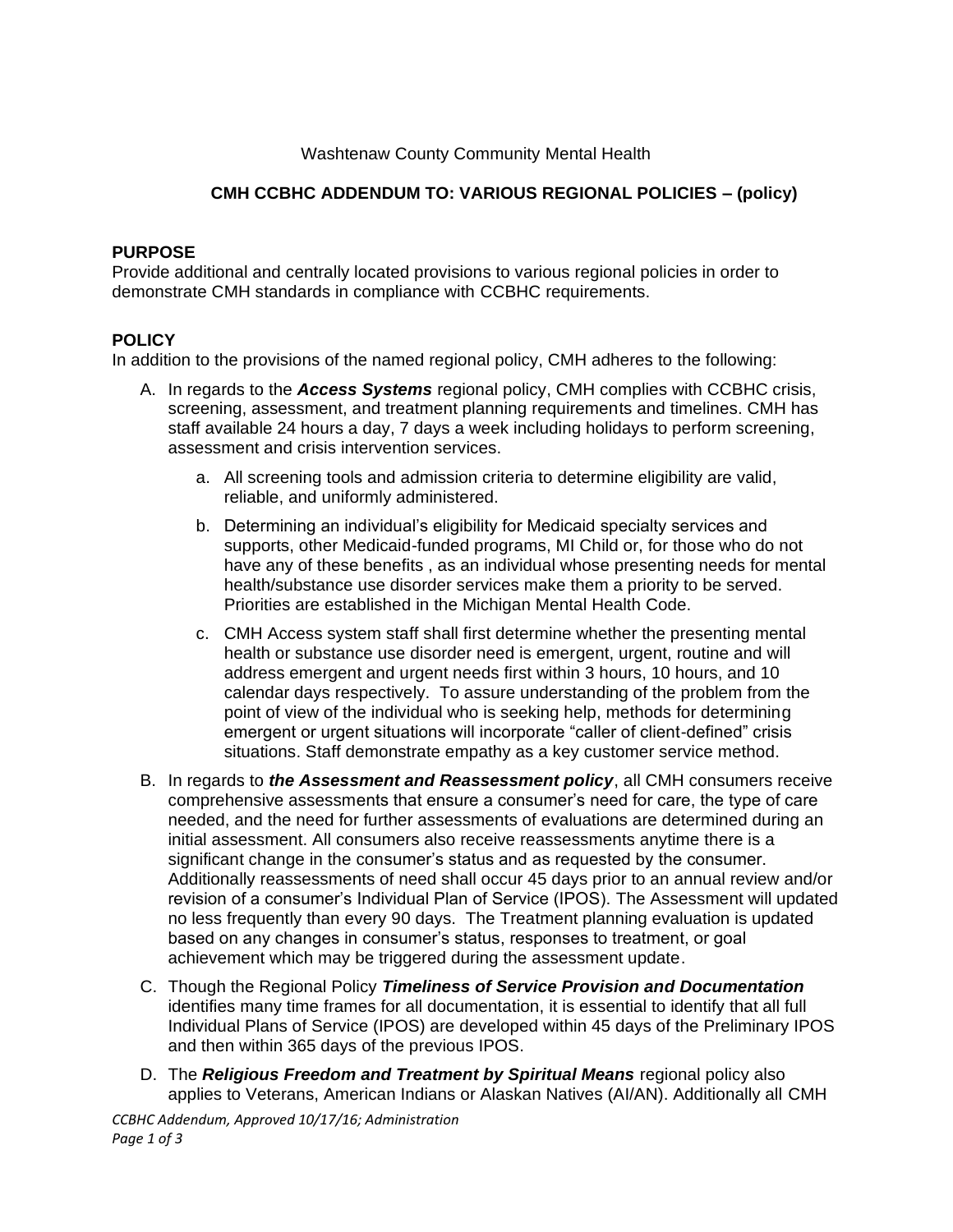Washtenaw County Community Mental Health

# CMH CCBHC ADDENDUM TO: VARIOUS REGIONAL POLICIES – (policy)

## PURPOSE

Provide additional and centrally located provisions to various regional policies in order to demonstrate CMH standards in compliance with CCBHC requirements.

## POLICY

In addition to the provisions of the named regional policy, CMH adheres to the following:

A. In regards to the ***Access Systems*** regional policy, CMH complies with CCBHC crisis, screening, assessment, and treatment planning requirements and timelines. CMH has staff available 24 hours a day, 7 days a week including holidays to perform screening, assessment and crisis intervention services.

   a. All screening tools and admission criteria to determine eligibility are valid, reliable, and uniformly administered.

   b. Determining an individual's eligibility for Medicaid specialty services and supports, other Medicaid-funded programs, MI Child or, for those who do not have any of these benefits , as an individual whose presenting needs for mental health/substance use disorder services make them a priority to be served. Priorities are established in the Michigan Mental Health Code.

   c. CMH Access system staff shall first determine whether the presenting mental health or substance use disorder need is emergent, urgent, routine and will address emergent and urgent needs first within 3 hours, 10 hours, and 10 calendar days respectively. To assure understanding of the problem from the point of view of the individual who is seeking help, methods for determining emergent or urgent situations will incorporate "caller of client-defined" crisis situations. Staff demonstrate empathy as a key customer service method.

B. In regards to ***the Assessment and Reassessment policy***, all CMH consumers receive comprehensive assessments that ensure a consumer's need for care, the type of care needed, and the need for further assessments of evaluations are determined during an initial assessment. All consumers also receive reassessments anytime there is a significant change in the consumer's status and as requested by the consumer. Additionally reassessments of need shall occur 45 days prior to an annual review and/or revision of a consumer's Individual Plan of Service (IPOS). The Assessment will updated no less frequently than every 90 days. The Treatment planning evaluation is updated based on any changes in consumer's status, responses to treatment, or goal achievement which may be triggered during the assessment update.

C. Though the Regional Policy ***Timeliness of Service Provision and Documentation*** identifies many time frames for all documentation, it is essential to identify that all full Individual Plans of Service (IPOS) are developed within 45 days of the Preliminary IPOS and then within 365 days of the previous IPOS.

D. The ***Religious Freedom and Treatment by Spiritual Means*** regional policy also applies to Veterans, American Indians or Alaskan Natives (AI/AN). Additionally all CMH

*CCBHC Addendum, Approved 10/17/16; Administration*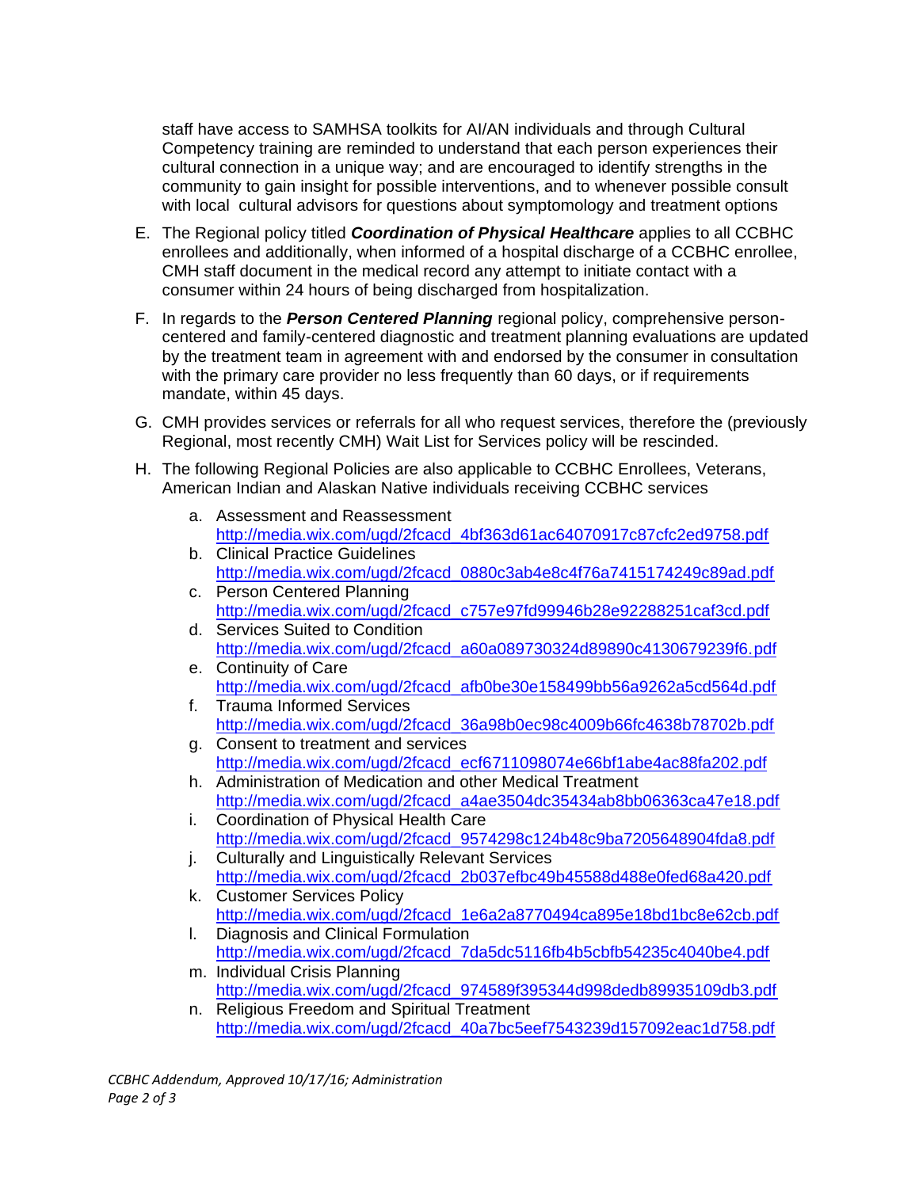staff have access to SAMHSA toolkits for AI/AN individuals and through Cultural Competency training are reminded to understand that each person experiences their cultural connection in a unique way; and are encouraged to identify strengths in the community to gain insight for possible interventions, and to whenever possible consult with local cultural advisors for questions about symptomology and treatment options

E. The Regional policy titled ***Coordination of Physical Healthcare*** applies to all CCBHC enrollees and additionally, when informed of a hospital discharge of a CCBHC enrollee, CMH staff document in the medical record any attempt to initiate contact with a consumer within 24 hours of being discharged from hospitalization.

F. In regards to the ***Person Centered Planning*** regional policy, comprehensive person-centered and family-centered diagnostic and treatment planning evaluations are updated by the treatment team in agreement with and endorsed by the consumer in consultation with the primary care provider no less frequently than 60 days, or if requirements mandate, within 45 days.

G. CMH provides services or referrals for all who request services, therefore the (previously Regional, most recently CMH) Wait List for Services policy will be rescinded.

H. The following Regional Policies are also applicable to CCBHC Enrollees, Veterans, American Indian and Alaskan Native individuals receiving CCBHC services

   a. Assessment and Reassessment
      http://media.wix.com/ugd/2fcacd_4bf363d61ac64070917c87cfc2ed9758.pdf
   b. Clinical Practice Guidelines
      http://media.wix.com/ugd/2fcacd_0880c3ab4e8c4f76a7415174249c89ad.pdf
   c. Person Centered Planning
      http://media.wix.com/ugd/2fcacd_c757e97fd99946b28e92288251caf3cd.pdf
   d. Services Suited to Condition
      http://media.wix.com/ugd/2fcacd_a60a089730324d89890c4130679239f6.pdf
   e. Continuity of Care
      http://media.wix.com/ugd/2fcacd_afb0be30e158499bb56a9262a5cd564d.pdf
   f. Trauma Informed Services
      http://media.wix.com/ugd/2fcacd_36a98b0ec98c4009b66fc4638b78702b.pdf
   g. Consent to treatment and services
      http://media.wix.com/ugd/2fcacd_ecf6711098074e66bf1abe4ac88fa202.pdf
   h. Administration of Medication and other Medical Treatment
      http://media.wix.com/ugd/2fcacd_a4ae3504dc35434ab8bb06363ca47e18.pdf
   i. Coordination of Physical Health Care
      http://media.wix.com/ugd/2fcacd_9574298c124b48c9ba7205648904fda8.pdf
   j. Culturally and Linguistically Relevant Services
      http://media.wix.com/ugd/2fcacd_2b037efbc49b45588d488e0fed68a420.pdf
   k. Customer Services Policy
      http://media.wix.com/ugd/2fcacd_1e6a2a8770494ca895e18bd1bc8e62cb.pdf
   l. Diagnosis and Clinical Formulation
      http://media.wix.com/ugd/2fcacd_7da5dc5116fb4b5cbfb54235c4040be4.pdf
   m. Individual Crisis Planning
      http://media.wix.com/ugd/2fcacd_974589f395344d998dedb89935109db3.pdf
   n. Religious Freedom and Spiritual Treatment
      http://media.wix.com/ugd/2fcacd_40a7bc5eef7543239d157092eac1d758.pdf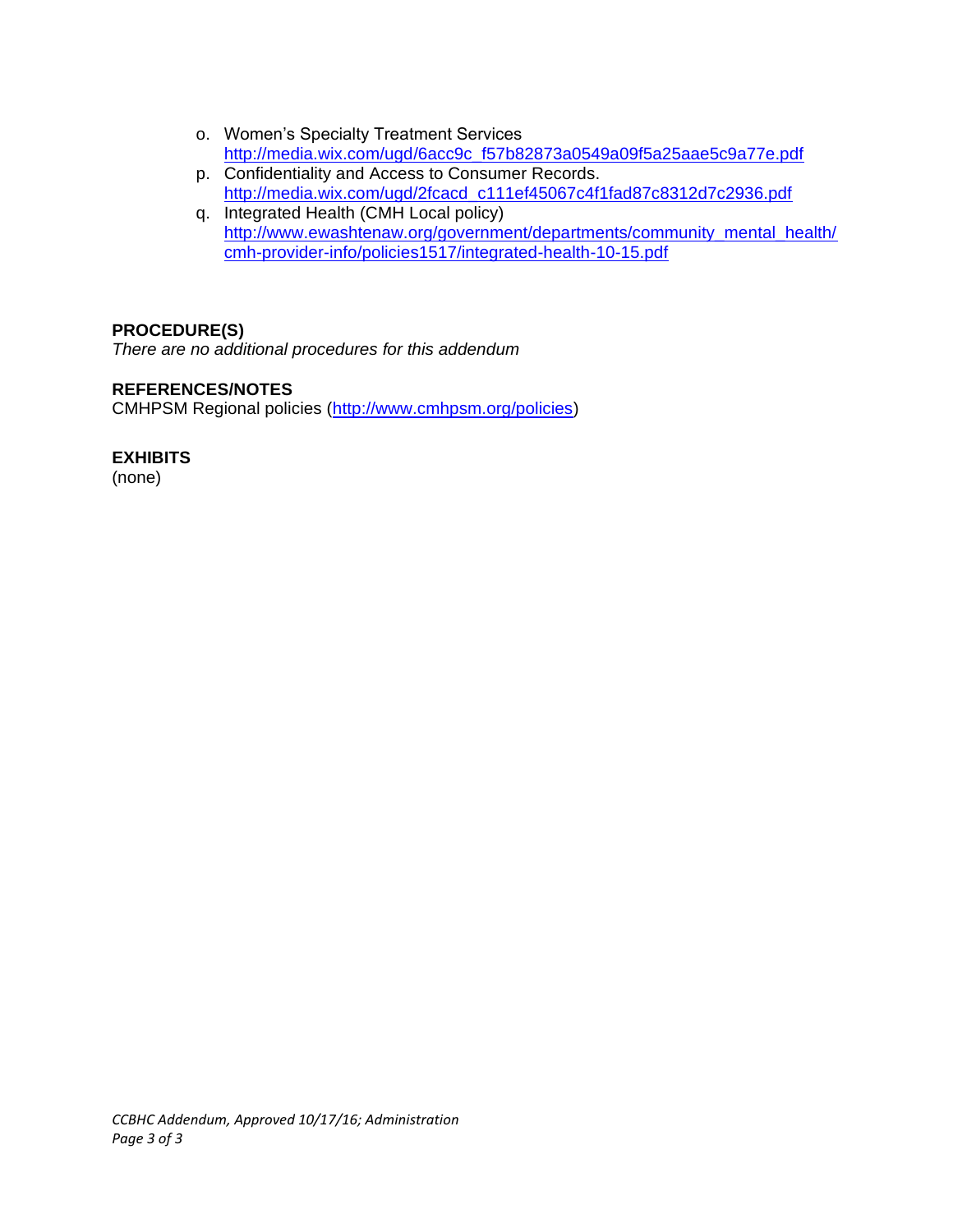o. Women's Specialty Treatment Services
   http://media.wix.com/ugd/6acc9c_f57b82873a0549a09f5a25aae5c9a77e.pdf
p. Confidentiality and Access to Consumer Records.
   http://media.wix.com/ugd/2fcacd_c111ef45067c4f1fad87c8312d7c2936.pdf
q. Integrated Health (CMH Local policy)
   http://www.ewashtenaw.org/government/departments/community_mental_health/cmh-provider-info/policies1517/integrated-health-10-15.pdf

**PROCEDURE(S)**

*There are no additional procedures for this addendum*

**REFERENCES/NOTES**

CMHPSM Regional policies (http://www.cmhpsm.org/policies)

**EXHIBITS**

(none)